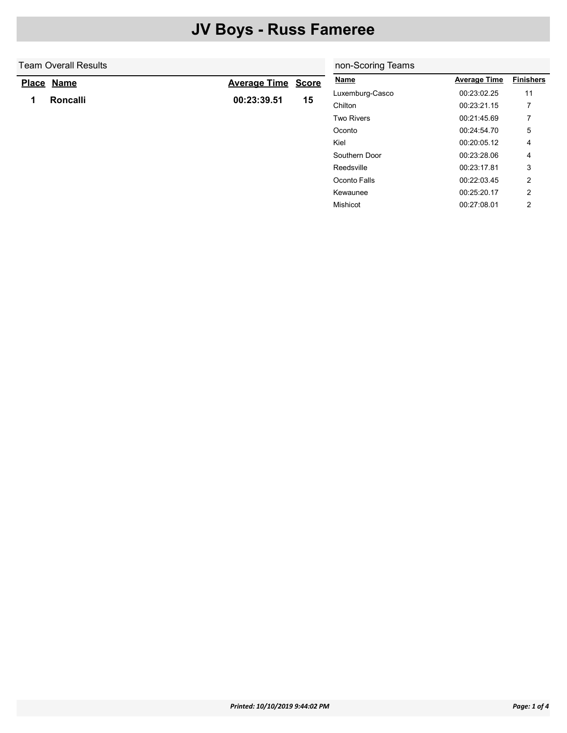# JV Boys - Russ Fameree

## Team Overall Results

| Place | Name | Average Time | Score |
|---|---|---|---|
| 1 | Roncalli | 00:23:39.51 | 15 |

## non-Scoring Teams

| Name | Average Time | Finishers |
|---|---|---|
| Luxemburg-Casco | 00:23:02.25 | 11 |
| Chilton | 00:23:21.15 | 7 |
| Two Rivers | 00:21:45.69 | 7 |
| Oconto | 00:24:54.70 | 5 |
| Kiel | 00:20:05.12 | 4 |
| Southern Door | 00:23:28.06 | 4 |
| Reedsville | 00:23:17.81 | 3 |
| Oconto Falls | 00:22:03.45 | 2 |
| Kewaunee | 00:25:20.17 | 2 |
| Mishicot | 00:27:08.01 | 2 |

*Printed: 10/10/2019 9:44:02 PM*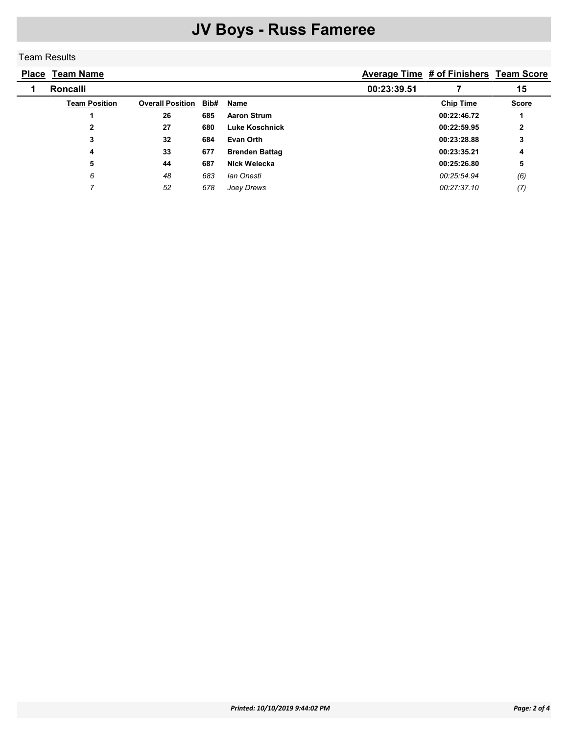# JV Boys - Russ Fameree

Team Results

| Place | Team Name | Average Time | # of Finishers | Team Score |
|---|---|---|---|---|
| 1 | Roncalli | 00:23:39.51 | 7 | 15 |

| Team Position | Overall Position | Bib# | Name | Chip Time | Score |
|---|---|---|---|---|---|
| **1** | **26** | **685** | **Aaron Strum** | **00:22:46.72** | **1** |
| **2** | **27** | **680** | **Luke Koschnick** | **00:22:59.95** | **2** |
| **3** | **32** | **684** | **Evan Orth** | **00:23:28.88** | **3** |
| **4** | **33** | **677** | **Brenden Battag** | **00:23:35.21** | **4** |
| **5** | **44** | **687** | **Nick Welecka** | **00:25:26.80** | **5** |
| *6* | *48* | *683* | *Ian Onesti* | *00:25:54.94* | *(6)* |
| *7* | *52* | *678* | *Joey Drews* | *00:27:37.10* | *(7)* |

*Printed: 10/10/2019 9:44:02 PM*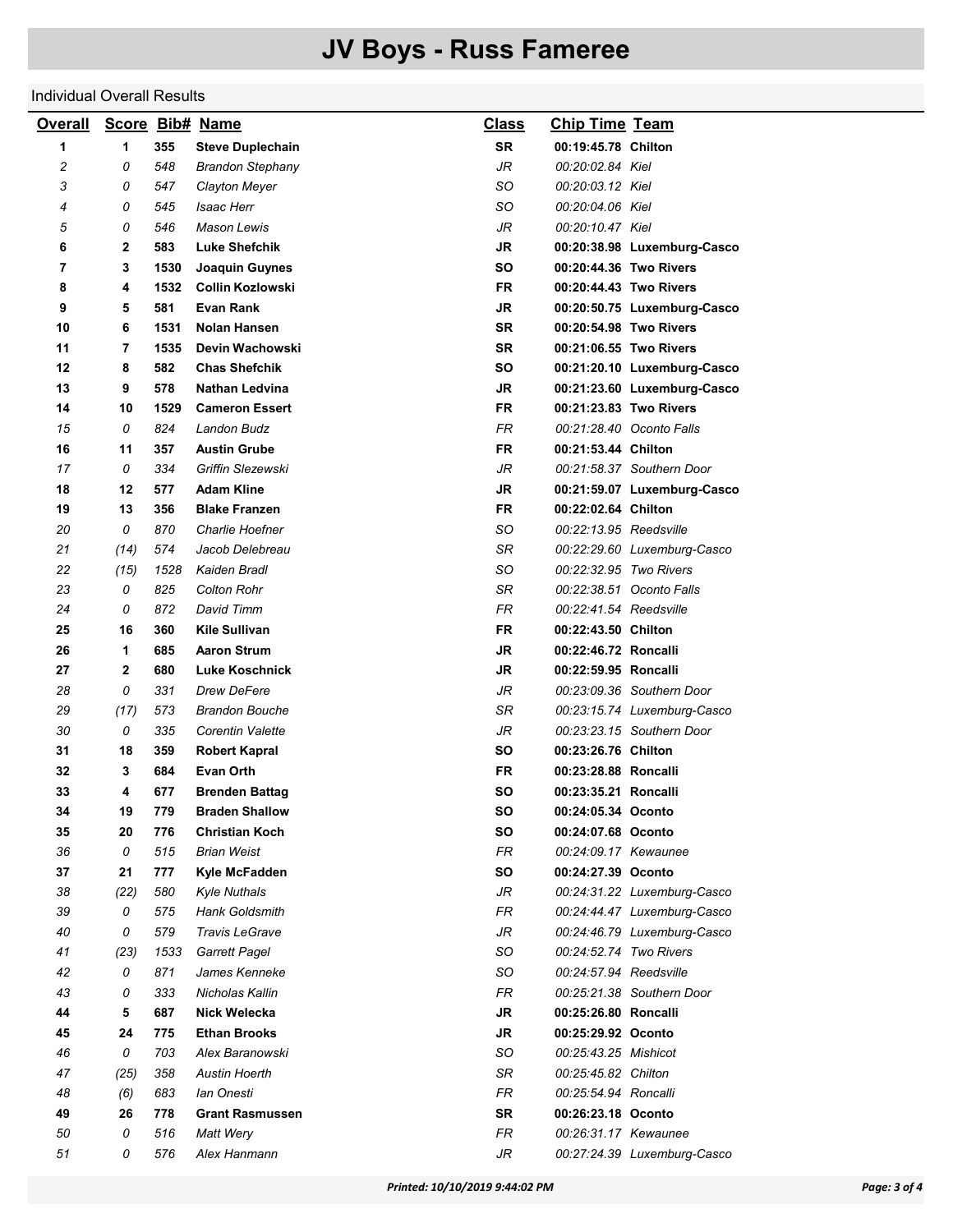# JV Boys - Russ Fameree

Individual Overall Results

| Overall | Score | Bib# | Name | Class | Chip Time | Team |
|---|---|---|---|---|---|---|
| **1** | **1** | **355** | **Steve Duplechain** | **SR** | **00:19:45.78** | **Chilton** |
| *2* | *0* | *548* | *Brandon Stephany* | *JR* | *00:20:02.84* | *Kiel* |
| *3* | *0* | *547* | *Clayton Meyer* | *SO* | *00:20:03.12* | *Kiel* |
| *4* | *0* | *545* | *Isaac Herr* | *SO* | *00:20:04.06* | *Kiel* |
| *5* | *0* | *546* | *Mason Lewis* | *JR* | *00:20:10.47* | *Kiel* |
| **6** | **2** | **583** | **Luke Shefchik** | **JR** | **00:20:38.98** | **Luxemburg-Casco** |
| **7** | **3** | **1530** | **Joaquin Guynes** | **SO** | **00:20:44.36** | **Two Rivers** |
| **8** | **4** | **1532** | **Collin Kozlowski** | **FR** | **00:20:44.43** | **Two Rivers** |
| **9** | **5** | **581** | **Evan Rank** | **JR** | **00:20:50.75** | **Luxemburg-Casco** |
| **10** | **6** | **1531** | **Nolan Hansen** | **SR** | **00:20:54.98** | **Two Rivers** |
| **11** | **7** | **1535** | **Devin Wachowski** | **SR** | **00:21:06.55** | **Two Rivers** |
| **12** | **8** | **582** | **Chas Shefchik** | **SO** | **00:21:20.10** | **Luxemburg-Casco** |
| **13** | **9** | **578** | **Nathan Ledvina** | **JR** | **00:21:23.60** | **Luxemburg-Casco** |
| **14** | **10** | **1529** | **Cameron Essert** | **FR** | **00:21:23.83** | **Two Rivers** |
| *15* | *0* | *824* | *Landon Budz* | *FR* | *00:21:28.40* | *Oconto Falls* |
| **16** | **11** | **357** | **Austin Grube** | **FR** | **00:21:53.44** | **Chilton** |
| *17* | *0* | *334* | *Griffin Slezewski* | *JR* | *00:21:58.37* | *Southern Door* |
| **18** | **12** | **577** | **Adam Kline** | **JR** | **00:21:59.07** | **Luxemburg-Casco** |
| **19** | **13** | **356** | **Blake Franzen** | **FR** | **00:22:02.64** | **Chilton** |
| *20* | *0* | *870* | *Charlie Hoefner* | *SO* | *00:22:13.95* | *Reedsville* |
| *21* | *(14)* | *574* | *Jacob Delebreau* | *SR* | *00:22:29.60* | *Luxemburg-Casco* |
| *22* | *(15)* | *1528* | *Kaiden Bradl* | *SO* | *00:22:32.95* | *Two Rivers* |
| *23* | *0* | *825* | *Colton Rohr* | *SR* | *00:22:38.51* | *Oconto Falls* |
| *24* | *0* | *872* | *David Timm* | *FR* | *00:22:41.54* | *Reedsville* |
| **25** | **16** | **360** | **Kile Sullivan** | **FR** | **00:22:43.50** | **Chilton** |
| **26** | **1** | **685** | **Aaron Strum** | **JR** | **00:22:46.72** | **Roncalli** |
| **27** | **2** | **680** | **Luke Koschnick** | **JR** | **00:22:59.95** | **Roncalli** |
| *28* | *0* | *331* | *Drew DeFere* | *JR* | *00:23:09.36* | *Southern Door* |
| *29* | *(17)* | *573* | *Brandon Bouche* | *SR* | *00:23:15.74* | *Luxemburg-Casco* |
| *30* | *0* | *335* | *Corentin Valette* | *JR* | *00:23:23.15* | *Southern Door* |
| **31** | **18** | **359** | **Robert Kapral** | **SO** | **00:23:26.76** | **Chilton** |
| **32** | **3** | **684** | **Evan Orth** | **FR** | **00:23:28.88** | **Roncalli** |
| **33** | **4** | **677** | **Brenden Battag** | **SO** | **00:23:35.21** | **Roncalli** |
| **34** | **19** | **779** | **Braden Shallow** | **SO** | **00:24:05.34** | **Oconto** |
| **35** | **20** | **776** | **Christian Koch** | **SO** | **00:24:07.68** | **Oconto** |
| *36* | *0* | *515* | *Brian Weist* | *FR* | *00:24:09.17* | *Kewaunee* |
| **37** | **21** | **777** | **Kyle McFadden** | **SO** | **00:24:27.39** | **Oconto** |
| *38* | *(22)* | *580* | *Kyle Nuthals* | *JR* | *00:24:31.22* | *Luxemburg-Casco* |
| *39* | *0* | *575* | *Hank Goldsmith* | *FR* | *00:24:44.47* | *Luxemburg-Casco* |
| *40* | *0* | *579* | *Travis LeGrave* | *JR* | *00:24:46.79* | *Luxemburg-Casco* |
| *41* | *(23)* | *1533* | *Garrett Pagel* | *SO* | *00:24:52.74* | *Two Rivers* |
| *42* | *0* | *871* | *James Kenneke* | *SO* | *00:24:57.94* | *Reedsville* |
| *43* | *0* | *333* | *Nicholas Kallin* | *FR* | *00:25:21.38* | *Southern Door* |
| **44** | **5** | **687** | **Nick Welecka** | **JR** | **00:25:26.80** | **Roncalli** |
| **45** | **24** | **775** | **Ethan Brooks** | **JR** | **00:25:29.92** | **Oconto** |
| *46* | *0* | *703* | *Alex Baranowski* | *SO* | *00:25:43.25* | *Mishicot* |
| *47* | *(25)* | *358* | *Austin Hoerth* | *SR* | *00:25:45.82* | *Chilton* |
| *48* | *(6)* | *683* | *Ian Onesti* | *FR* | *00:25:54.94* | *Roncalli* |
| **49** | **26** | **778** | **Grant Rasmussen** | **SR** | **00:26:23.18** | **Oconto** |
| *50* | *0* | *516* | *Matt Wery* | *FR* | *00:26:31.17* | *Kewaunee* |
| *51* | *0* | *576* | *Alex Hanmann* | *JR* | *00:27:24.39* | *Luxemburg-Casco* |

*Printed: 10/10/2019 9:44:02 PM*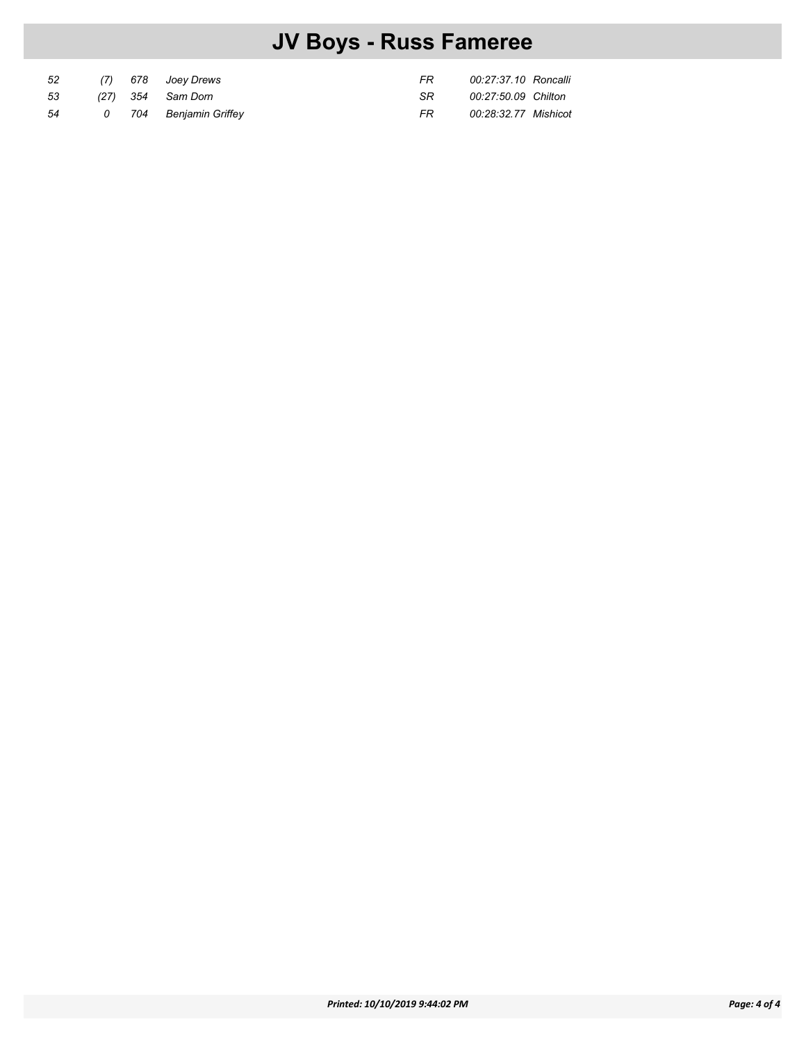# JV Boys - Russ Fameree

| | | | | | | |
|---|---|---|---|---|---|---|
| *52* | *(7)* | *678* | *Joey Drews* | *FR* | *00:27:37.10* | *Roncalli* |
| *53* | *(27)* | *354* | *Sam Dorn* | *SR* | *00:27:50.09* | *Chilton* |
| *54* | *0* | *704* | *Benjamin Griffey* | *FR* | *00:28:32.77* | *Mishicot* |

***Printed: 10/10/2019 9:44:02 PM***